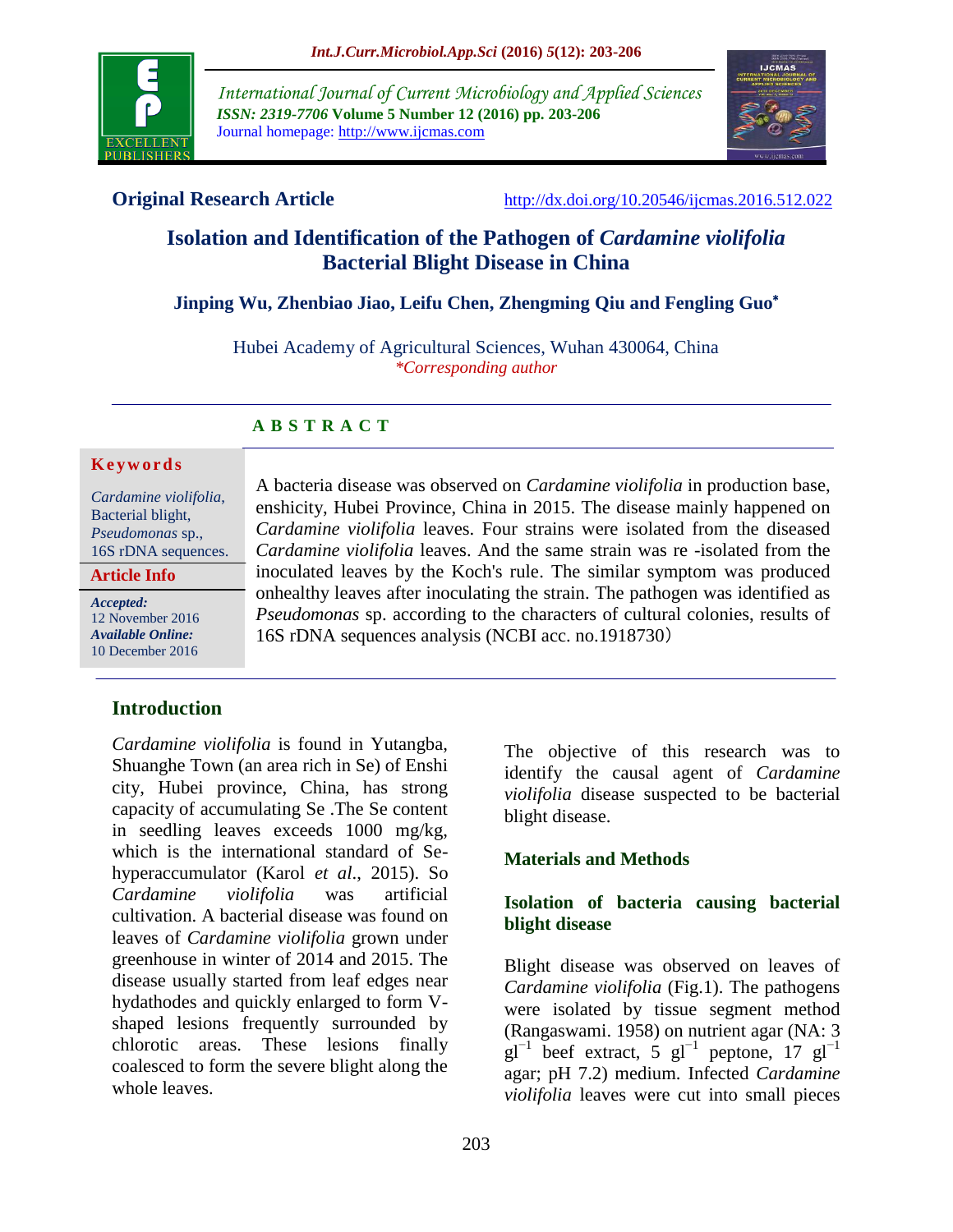**Original Research Article** http://dx.doi.org/10.20546/ijcmas.2016.512.022

# Isolation and Identification of the Pathogen of *Cardamine violifolia* Bacterial Blight Disease in China

**Jinping Wu, Zhenbiao Jiao, Leifu Chen, Zhengming Qiu and Fengling Guo***

Hubei Academy of Agricultural Sciences, Wuhan 430064, China
*\*Corresponding author*

## ABSTRACT

**Keywords**

*Cardamine violifolia*, Bacterial blight, *Pseudomonas* sp., 16S rDNA sequences.

**Article Info**

***Accepted:*** 12 November 2016
***Available Online:*** 10 December 2016

A bacteria disease was observed on *Cardamine violifolia* in production base, enshicity, Hubei Province, China in 2015. The disease mainly happened on *Cardamine violifolia* leaves. Four strains were isolated from the diseased *Cardamine violifolia* leaves. And the same strain was re -isolated from the inoculated leaves by the Koch's rule. The similar symptom was produced onhealthy leaves after inoculating the strain. The pathogen was identified as *Pseudomonas* sp. according to the characters of cultural colonies, results of 16S rDNA sequences analysis (NCBI acc. no.1918730）

## Introduction

*Cardamine violifolia* is found in Yutangba, Shuanghe Town (an area rich in Se) of Enshi city, Hubei province, China, has strong capacity of accumulating Se .The Se content in seedling leaves exceeds 1000 mg/kg, which is the international standard of Se-hyperaccumulator (Karol *et al*., 2015). So *Cardamine violifolia* was artificial cultivation. A bacterial disease was found on leaves of *Cardamine violifolia* grown under greenhouse in winter of 2014 and 2015. The disease usually started from leaf edges near hydathodes and quickly enlarged to form V-shaped lesions frequently surrounded by chlorotic areas. These lesions finally coalesced to form the severe blight along the whole leaves.

The objective of this research was to identify the causal agent of *Cardamine violifolia* disease suspected to be bacterial blight disease.

## Materials and Methods

### Isolation of bacteria causing bacterial blight disease

Blight disease was observed on leaves of *Cardamine violifolia* (Fig.1). The pathogens were isolated by tissue segment method (Rangaswami. 1958) on nutrient agar (NA: 3 $gl^{-1}$ beef extract, 5 $gl^{-1}$ peptone, 17 $gl^{-1}$ agar; pH 7.2) medium. Infected *Cardamine violifolia* leaves were cut into small pieces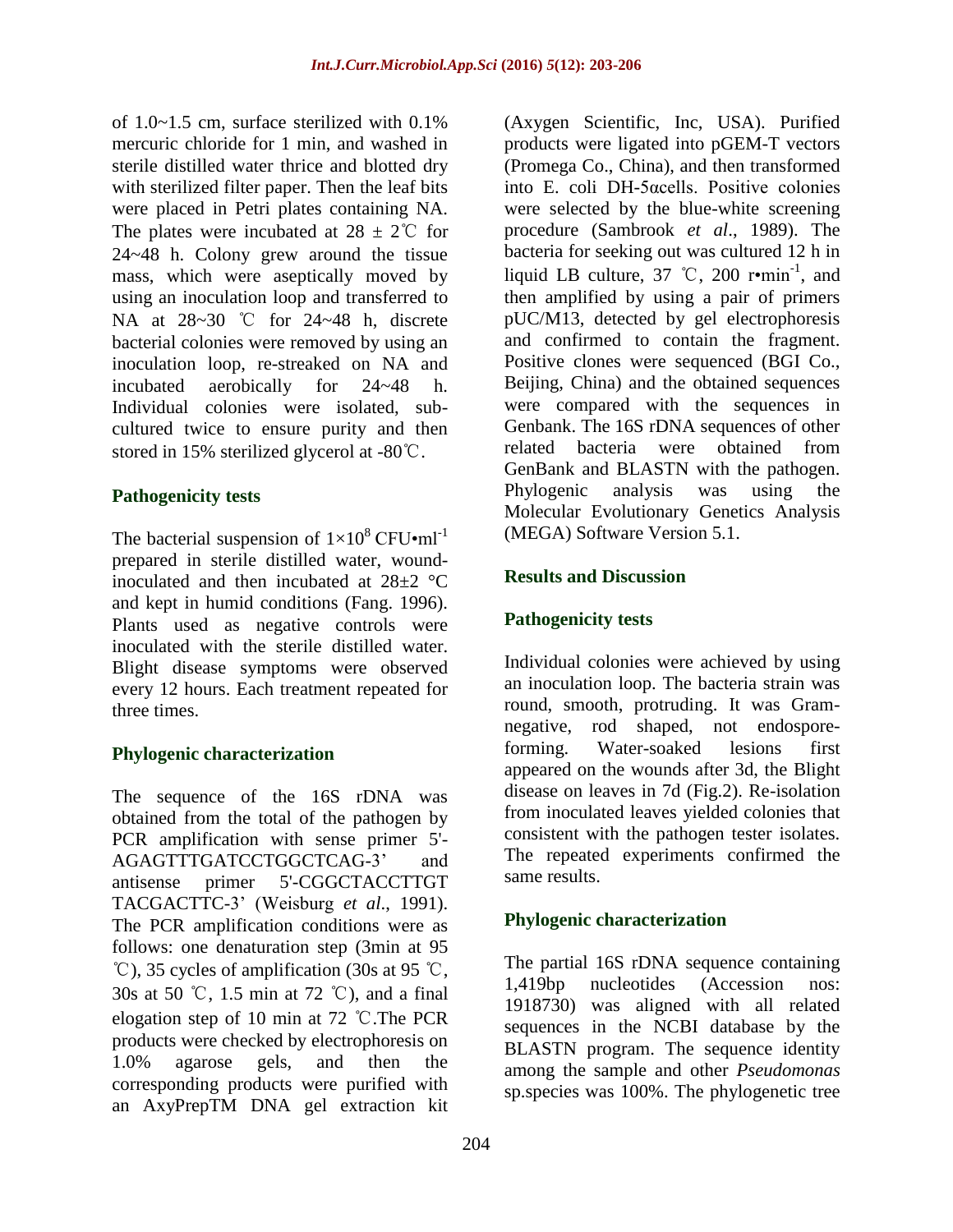of 1.0~1.5 cm, surface sterilized with 0.1% mercuric chloride for 1 min, and washed in sterile distilled water thrice and blotted dry with sterilized filter paper. Then the leaf bits were placed in Petri plates containing NA. The plates were incubated at 28 ± 2℃ for 24~48 h. Colony grew around the tissue mass, which were aseptically moved by using an inoculation loop and transferred to NA at 28~30 ℃ for 24~48 h, discrete bacterial colonies were removed by using an inoculation loop, re-streaked on NA and incubated aerobically for 24~48 h. Individual colonies were isolated, sub-cultured twice to ensure purity and then stored in 15% sterilized glycerol at -80℃.

### Pathogenicity tests

The bacterial suspension of $1 \times 10^8$ CFU•ml$^{-1}$ prepared in sterile distilled water, wound-inoculated and then incubated at 28±2 °C and kept in humid conditions (Fang. 1996). Plants used as negative controls were inoculated with the sterile distilled water. Blight disease symptoms were observed every 12 hours. Each treatment repeated for three times.

### Phylogenic characterization

The sequence of the 16S rDNA was obtained from the total of the pathogen by PCR amplification with sense primer 5'-AGAGTTTGATCCTGGCTCAG-3' and antisense primer 5'-CGGCTACCTTGT TACGACTTC-3' (Weisburg *et al*., 1991). The PCR amplification conditions were as follows: one denaturation step (3min at 95 ℃), 35 cycles of amplification (30s at 95 ℃, 30s at 50 ℃, 1.5 min at 72 ℃), and a final elogation step of 10 min at 72 ℃.The PCR products were checked by electrophoresis on 1.0% agarose gels, and then the corresponding products were purified with an AxyPrepTM DNA gel extraction kit (Axygen Scientific, Inc, USA). Purified products were ligated into pGEM-T vectors (Promega Co., China), and then transformed into E. coli DH-5αcells. Positive colonies were selected by the blue-white screening procedure (Sambrook *et al*., 1989). The bacteria for seeking out was cultured 12 h in liquid LB culture, 37 ℃, 200 r•min$^{-1}$, and then amplified by using a pair of primers pUC/M13, detected by gel electrophoresis and confirmed to contain the fragment. Positive clones were sequenced (BGI Co., Beijing, China) and the obtained sequences were compared with the sequences in Genbank. The 16S rDNA sequences of other related bacteria were obtained from GenBank and BLASTN with the pathogen. Phylogenic analysis was using the Molecular Evolutionary Genetics Analysis (MEGA) Software Version 5.1.

## Results and Discussion

### Pathogenicity tests

Individual colonies were achieved by using an inoculation loop. The bacteria strain was round, smooth, protruding. It was Gram-negative, rod shaped, not endospore-forming. Water-soaked lesions first appeared on the wounds after 3d, the Blight disease on leaves in 7d (Fig.2). Re-isolation from inoculated leaves yielded colonies that consistent with the pathogen tester isolates. The repeated experiments confirmed the same results.

### Phylogenic characterization

The partial 16S rDNA sequence containing 1,419bp nucleotides (Accession nos: 1918730) was aligned with all related sequences in the NCBI database by the BLASTN program. The sequence identity among the sample and other *Pseudomonas* sp.species was 100%. The phylogenetic tree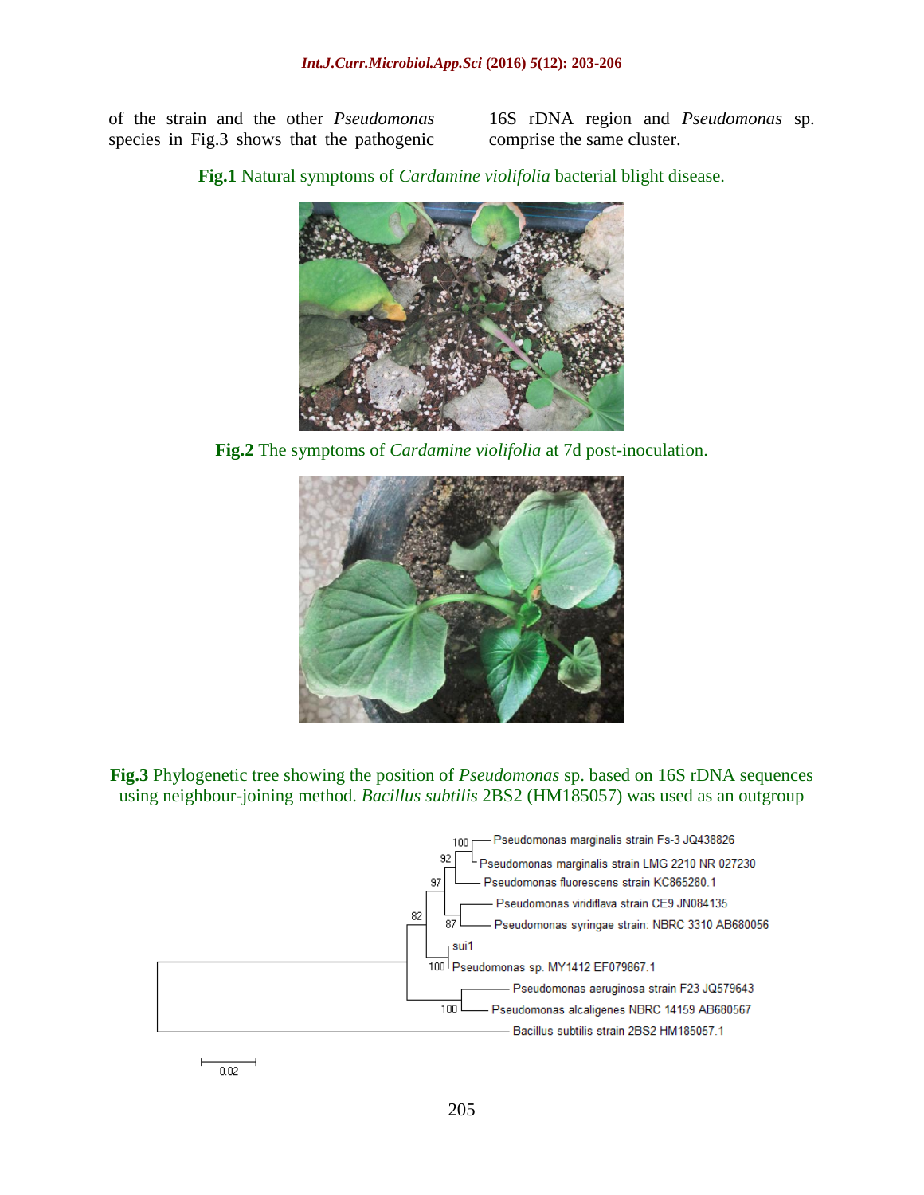of the strain and the other *Pseudomonas* species in Fig.3 shows that the pathogenic 16S rDNA region and *Pseudomonas* sp. comprise the same cluster.

**Fig.1** Natural symptoms of *Cardamine violifolia* bacterial blight disease.

**Fig.2** The symptoms of *Cardamine violifolia* at 7d post-inoculation.

**Fig.3** Phylogenetic tree showing the position of *Pseudomonas* sp. based on 16S rDNA sequences using neighbour-joining method. *Bacillus subtilis* 2BS2 (HM185057) was used as an outgroup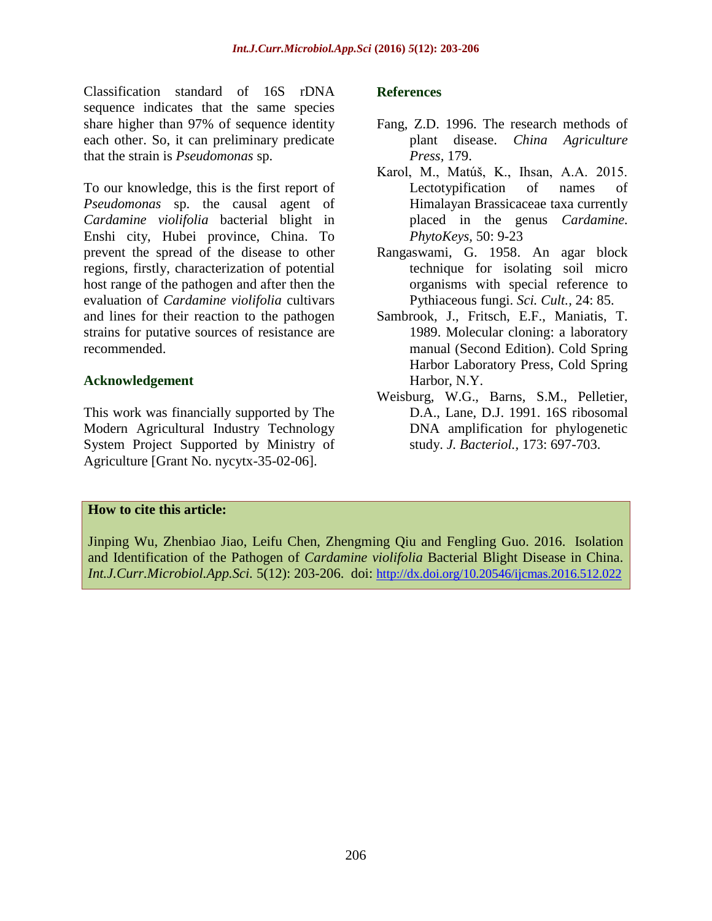Classification standard of 16S rDNA sequence indicates that the same species share higher than 97% of sequence identity each other. So, it can preliminary predicate that the strain is *Pseudomonas* sp.

To our knowledge, this is the first report of *Pseudomonas* sp. the causal agent of *Cardamine violifolia* bacterial blight in Enshi city, Hubei province, China. To prevent the spread of the disease to other regions, firstly, characterization of potential host range of the pathogen and after then the evaluation of *Cardamine violifolia* cultivars and lines for their reaction to the pathogen strains for putative sources of resistance are recommended.

## Acknowledgement

This work was financially supported by The Modern Agricultural Industry Technology System Project Supported by Ministry of Agriculture [Grant No. nycytx-35-02-06].

## References

Fang, Z.D. 1996. The research methods of plant disease. *China Agriculture Press*, 179.

Karol, M., Matúš, K., Ihsan, A.A. 2015. Lectotypification of names of Himalayan Brassicaceae taxa currently placed in the genus *Cardamine. PhytoKeys*, 50: 9-23

Rangaswami, G. 1958. An agar block technique for isolating soil micro organisms with special reference to Pythiaceous fungi. *Sci. Cult.*, 24: 85.

Sambrook, J., Fritsch, E.F., Maniatis, T. 1989. Molecular cloning: a laboratory manual (Second Edition). Cold Spring Harbor Laboratory Press, Cold Spring Harbor, N.Y.

Weisburg, W.G., Barns, S.M., Pelletier, D.A., Lane, D.J. 1991. 16S ribosomal DNA amplification for phylogenetic study. *J. Bacteriol.*, 173: 697-703.

**How to cite this article:**

Jinping Wu, Zhenbiao Jiao, Leifu Chen, Zhengming Qiu and Fengling Guo. 2016. Isolation and Identification of the Pathogen of *Cardamine violifolia* Bacterial Blight Disease in China. *Int.J.Curr.Microbiol.App.Sci.* 5(12): 203-206. doi: http://dx.doi.org/10.20546/ijcmas.2016.512.022